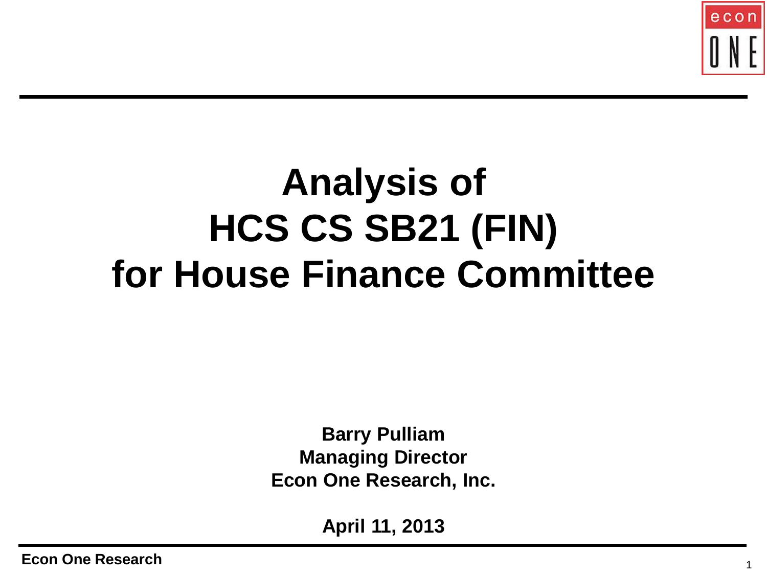# Analysis of HCS CS SB21 (FIN) for House Finance Committee

**Barry Pulliam**
**Managing Director**
**Econ One Research, Inc.**

**April 11, 2013**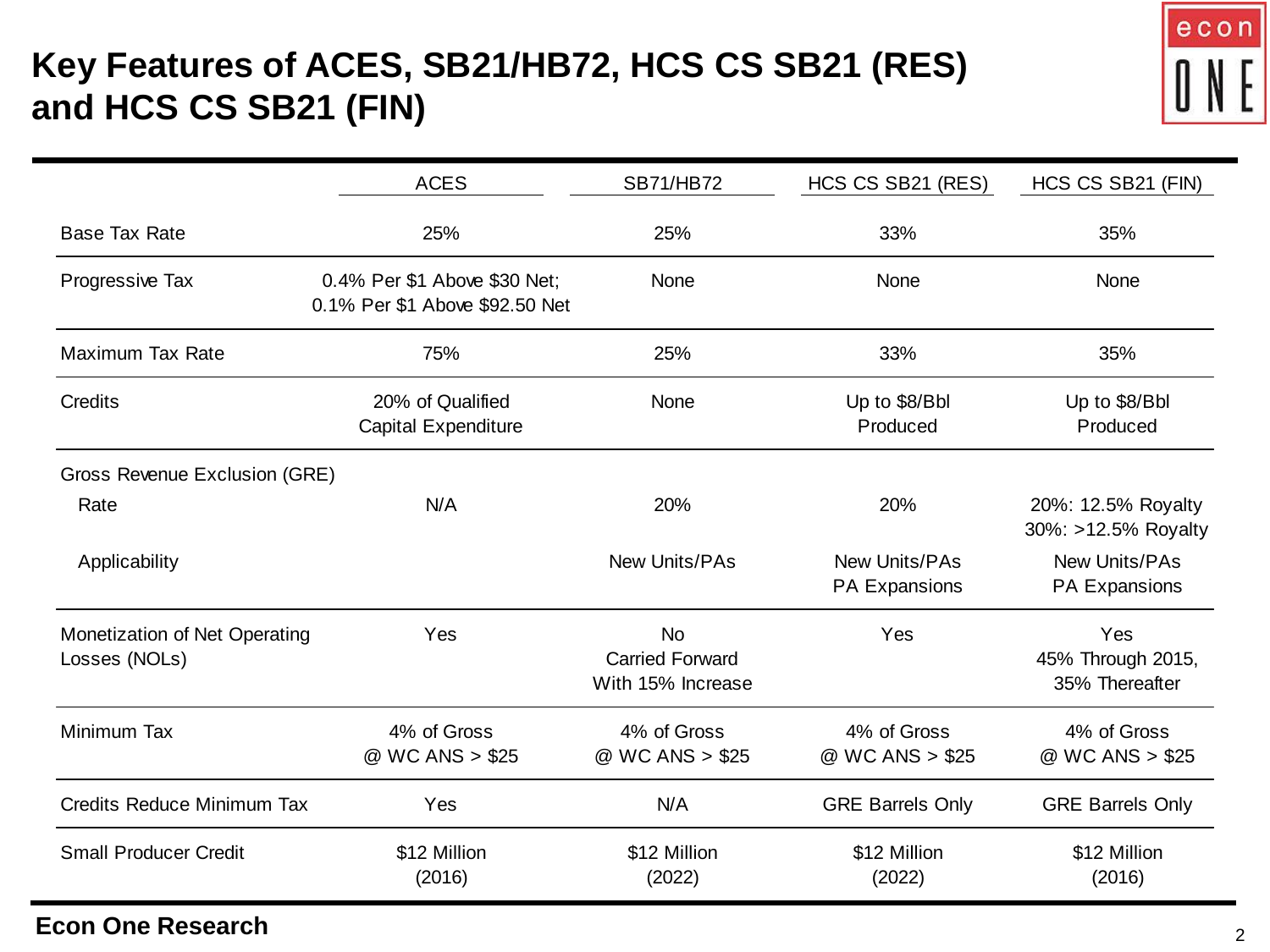# Key Features of ACES, SB21/HB72, HCS CS SB21 (RES) and HCS CS SB21 (FIN)

| | ACES | SB71/HB72 | HCS CS SB21 (RES) | HCS CS SB21 (FIN) |
|---|---|---|---|---|
| Base Tax Rate | 25% | 25% | 33% | 35% |
| Progressive Tax | 0.4% Per $1 Above $30 Net; 0.1% Per $1 Above $92.50 Net | None | None | None |
| Maximum Tax Rate | 75% | 25% | 33% | 35% |
| Credits | 20% of Qualified Capital Expenditure | None | Up to $8/Bbl Produced | Up to $8/Bbl Produced |
| Gross Revenue Exclusion (GRE) | | | | |
| Rate | N/A | 20% | 20% | 20%: 12.5% Royalty 30%: >12.5% Royalty |
| Applicability | | New Units/PAs | New Units/PAs PA Expansions | New Units/PAs PA Expansions |
| Monetization of Net Operating Losses (NOLs) | Yes | No Carried Forward With 15% Increase | Yes | Yes 45% Through 2015, 35% Thereafter |
| Minimum Tax | 4% of Gross @ WC ANS > $25 | 4% of Gross @ WC ANS > $25 | 4% of Gross @ WC ANS > $25 | 4% of Gross @ WC ANS > $25 |
| Credits Reduce Minimum Tax | Yes | N/A | GRE Barrels Only | GRE Barrels Only |
| Small Producer Credit | $12 Million (2016) | $12 Million (2022) | $12 Million (2022) | $12 Million (2016) |

**Econ One Research**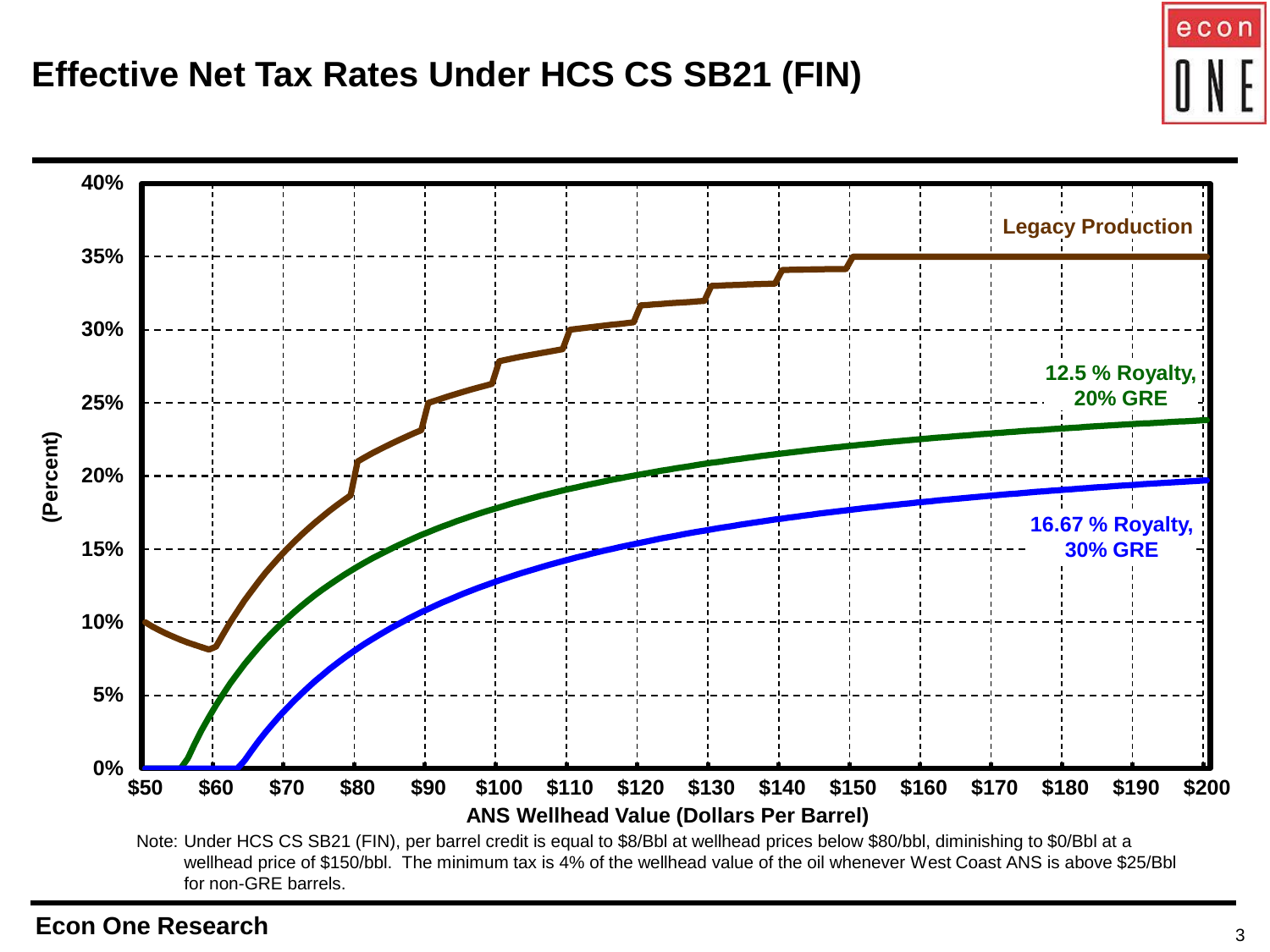# Effective Net Tax Rates Under HCS CS SB21 (FIN)

Note: Under HCS CS SB21 (FIN), per barrel credit is equal to $8/Bbl at wellhead prices below $80/bbl, diminishing to $0/Bbl at a wellhead price of $150/bbl. The minimum tax is 4% of the wellhead value of the oil whenever West Coast ANS is above $25/Bbl for non-GRE barrels.

Econ One Research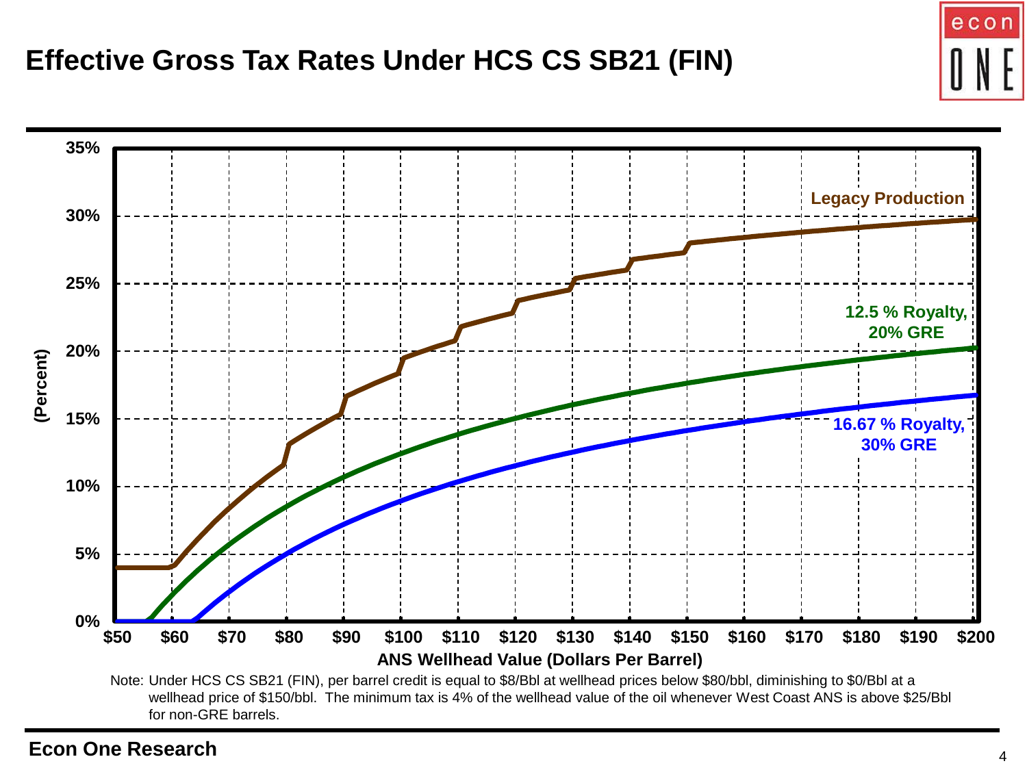# Effective Gross Tax Rates Under HCS CS SB21 (FIN)

Note: Under HCS CS SB21 (FIN), per barrel credit is equal to $8/Bbl at wellhead prices below $80/bbl, diminishing to $0/Bbl at a wellhead price of $150/bbl. The minimum tax is 4% of the wellhead value of the oil whenever West Coast ANS is above $25/Bbl for non-GRE barrels.

**Econ One Research**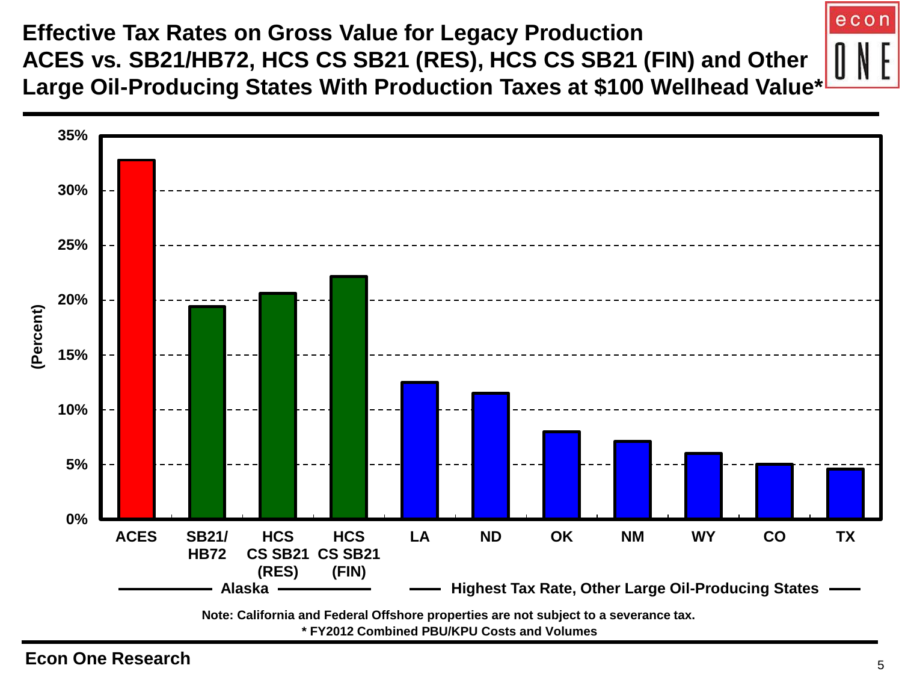# Effective Tax Rates on Gross Value for Legacy Production ACES vs. SB21/HB72, HCS CS SB21 (RES), HCS CS SB21 (FIN) and Other Large Oil-Producing States With Production Taxes at $100 Wellhead Value*

(Percent)

35%
30%
25%
20%
15%
10%
5%
0%

ACES | SB21/ HB72 | HCS CS SB21 (RES) | HCS CS SB21 (FIN) | LA | ND | OK | NM | WY | CO | TX

Alaska — Highest Tax Rate, Other Large Oil-Producing States

**Note: California and Federal Offshore properties are not subject to a severance tax.**

**\* FY2012 Combined PBU/KPU Costs and Volumes**

**Econ One Research**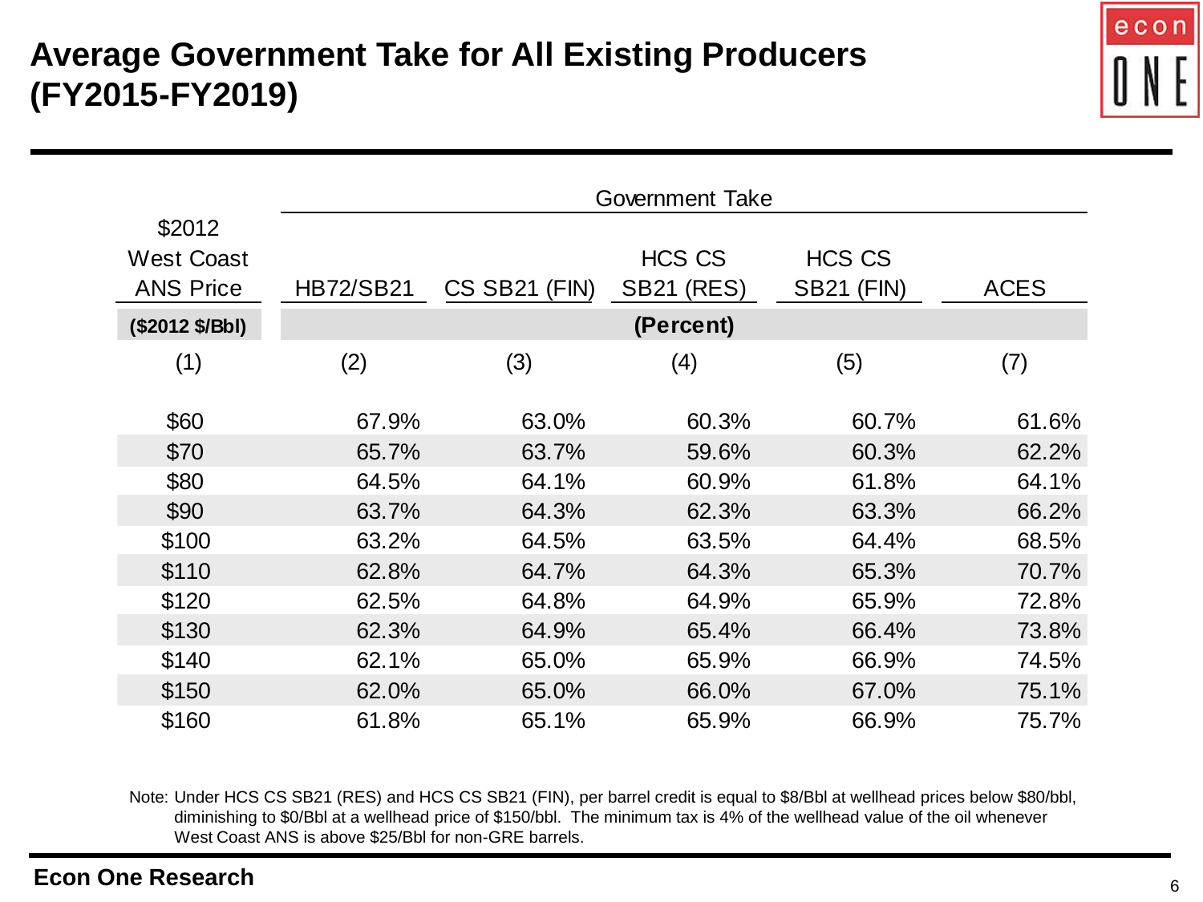# Average Government Take for All Existing Producers (FY2015-FY2019)

| $2012 West Coast ANS Price | Government Take | | | | |
|---|---|---|---|---|---|
| | HB72/SB21 | CS SB21 (FIN) | HCS CS SB21 (RES) | HCS CS SB21 (FIN) | ACES |
| **($2012 $/Bbl)** | **(Percent)** | | | | |
| (1) | (2) | (3) | (4) | (5) | (7) |
| $60 | 67.9% | 63.0% | 60.3% | 60.7% | 61.6% |
| $70 | 65.7% | 63.7% | 59.6% | 60.3% | 62.2% |
| $80 | 64.5% | 64.1% | 60.9% | 61.8% | 64.1% |
| $90 | 63.7% | 64.3% | 62.3% | 63.3% | 66.2% |
| $100 | 63.2% | 64.5% | 63.5% | 64.4% | 68.5% |
| $110 | 62.8% | 64.7% | 64.3% | 65.3% | 70.7% |
| $120 | 62.5% | 64.8% | 64.9% | 65.9% | 72.8% |
| $130 | 62.3% | 64.9% | 65.4% | 66.4% | 73.8% |
| $140 | 62.1% | 65.0% | 65.9% | 66.9% | 74.5% |
| $150 | 62.0% | 65.0% | 66.0% | 67.0% | 75.1% |
| $160 | 61.8% | 65.1% | 65.9% | 66.9% | 75.7% |

Note: Under HCS CS SB21 (RES) and HCS CS SB21 (FIN), per barrel credit is equal to $8/Bbl at wellhead prices below $80/bbl, diminishing to $0/Bbl at a wellhead price of $150/bbl. The minimum tax is 4% of the wellhead value of the oil whenever West Coast ANS is above $25/Bbl for non-GRE barrels.

**Econ One Research**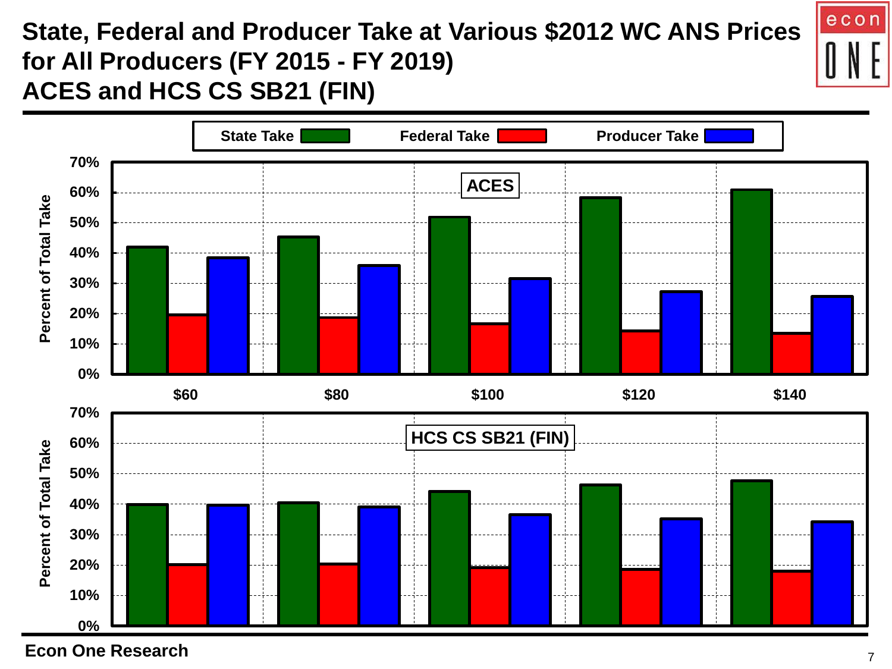# State, Federal and Producer Take at Various $2012 WC ANS Prices for All Producers (FY 2015 - FY 2019) ACES and HCS CS SB21 (FIN)

State Take | Federal Take | Producer Take

**ACES**

Percent of Total Take

70%, 60%, 50%, 40%, 30%, 20%, 10%, 0%

$60 | $80 | $100 | $120 | $140

**HCS CS SB21 (FIN)**

Percent of Total Take

70%, 60%, 50%, 40%, 30%, 20%, 10%, 0%

**Econ One Research**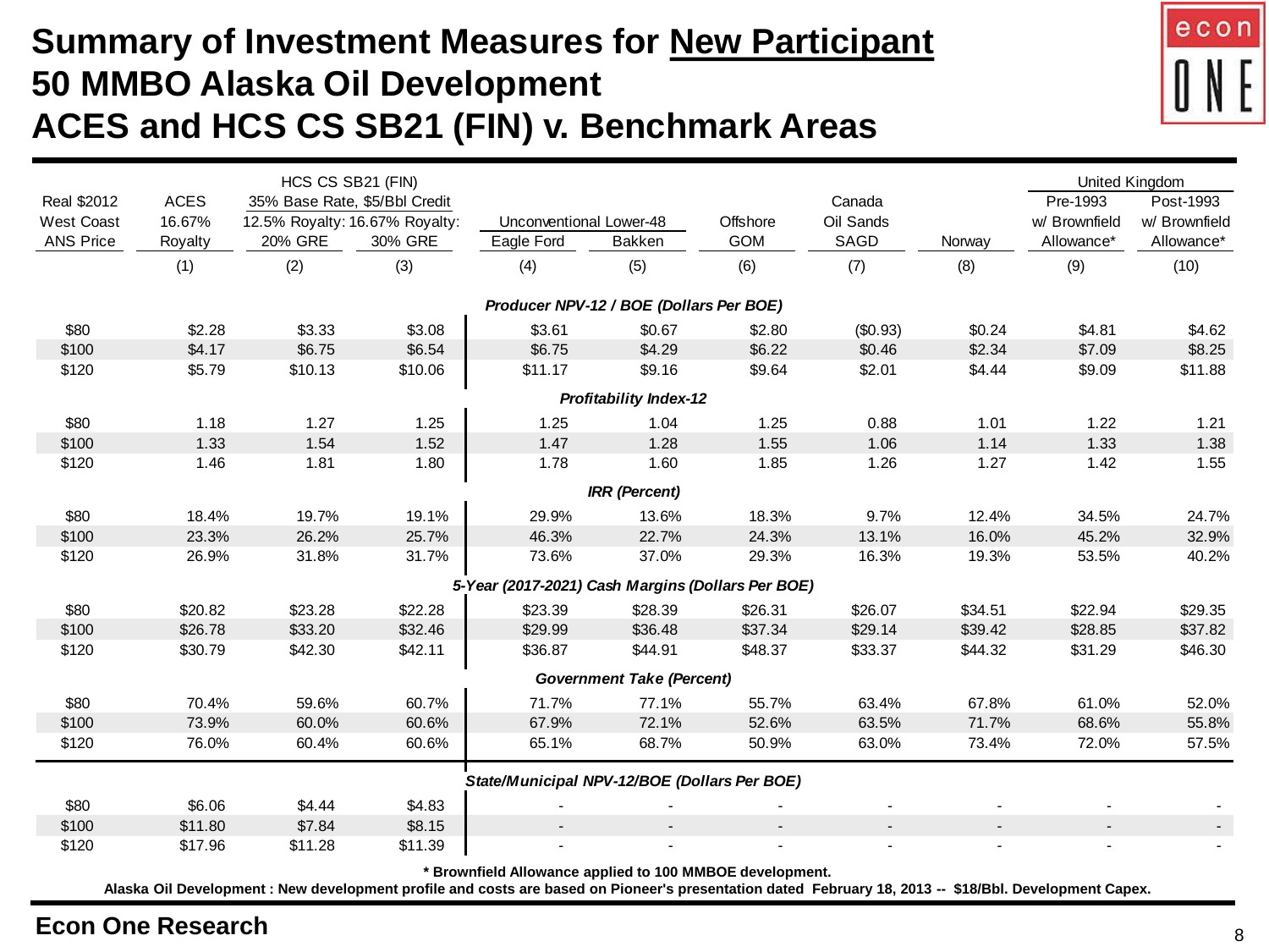# Summary of Investment Measures for New Participant
# 50 MMBO Alaska Oil Development
# ACES and HCS CS SB21 (FIN) v. Benchmark Areas

| Real $2012 West Coast ANS Price | ACES 16.67% Royalty | HCS CS SB21 (FIN) 35% Base Rate, $5/Bbl Credit 12.5% Royalty: 20% GRE | HCS CS SB21 (FIN) 35% Base Rate, $5/Bbl Credit 16.67% Royalty: 30% GRE | Unconventional Lower-48 Eagle Ford | Unconventional Lower-48 Bakken | Offshore GOM | Canada Oil Sands SAGD | Norway | United Kingdom Pre-1993 w/ Brownfield Allowance* | United Kingdom Post-1993 w/ Brownfield Allowance* |
|---|---|---|---|---|---|---|---|---|---|---|
| | (1) | (2) | (3) | (4) | (5) | (6) | (7) | (8) | (9) | (10) |
| | | | | ***Producer NPV-12 / BOE (Dollars Per BOE)*** | | | | | | |
| $80 | $2.28 | $3.33 | $3.08 | $3.61 | $0.67 | $2.80 | ($0.93) | $0.24 | $4.81 | $4.62 |
| $100 | $4.17 | $6.75 | $6.54 | $6.75 | $4.29 | $6.22 | $0.46 | $2.34 | $7.09 | $8.25 |
| $120 | $5.79 | $10.13 | $10.06 | $11.17 | $9.16 | $9.64 | $2.01 | $4.44 | $9.09 | $11.88 |
| | | | | ***Profitability Index-12*** | | | | | | |
| $80 | 1.18 | 1.27 | 1.25 | 1.25 | 1.04 | 1.25 | 0.88 | 1.01 | 1.22 | 1.21 |
| $100 | 1.33 | 1.54 | 1.52 | 1.47 | 1.28 | 1.55 | 1.06 | 1.14 | 1.33 | 1.38 |
| $120 | 1.46 | 1.81 | 1.80 | 1.78 | 1.60 | 1.85 | 1.26 | 1.27 | 1.42 | 1.55 |
| | | | | ***IRR (Percent)*** | | | | | | |
| $80 | 18.4% | 19.7% | 19.1% | 29.9% | 13.6% | 18.3% | 9.7% | 12.4% | 34.5% | 24.7% |
| $100 | 23.3% | 26.2% | 25.7% | 46.3% | 22.7% | 24.3% | 13.1% | 16.0% | 45.2% | 32.9% |
| $120 | 26.9% | 31.8% | 31.7% | 73.6% | 37.0% | 29.3% | 16.3% | 19.3% | 53.5% | 40.2% |
| | | | | ***5-Year (2017-2021) Cash Margins (Dollars Per BOE)*** | | | | | | |
| $80 | $20.82 | $23.28 | $22.28 | $23.39 | $28.39 | $26.31 | $26.07 | $34.51 | $22.94 | $29.35 |
| $100 | $26.78 | $33.20 | $32.46 | $29.99 | $36.48 | $37.34 | $29.14 | $39.42 | $28.85 | $37.82 |
| $120 | $30.79 | $42.30 | $42.11 | $36.87 | $44.91 | $48.37 | $33.37 | $44.32 | $31.29 | $46.30 |
| | | | | ***Government Take (Percent)*** | | | | | | |
| $80 | 70.4% | 59.6% | 60.7% | 71.7% | 77.1% | 55.7% | 63.4% | 67.8% | 61.0% | 52.0% |
| $100 | 73.9% | 60.0% | 60.6% | 67.9% | 72.1% | 52.6% | 63.5% | 71.7% | 68.6% | 55.8% |
| $120 | 76.0% | 60.4% | 60.6% | 65.1% | 68.7% | 50.9% | 63.0% | 73.4% | 72.0% | 57.5% |
| | | | | ***State/Municipal NPV-12/BOE (Dollars Per BOE)*** | | | | | | |
| $80 | $6.06 | $4.44 | $4.83 | - | - | - | - | - | - | - |
| $100 | $11.80 | $7.84 | $8.15 | - | - | - | - | - | - | - |
| $120 | $17.96 | $11.28 | $11.39 | - | - | - | - | - | - | - |

**\* Brownfield Allowance applied to 100 MMBOE development.**

**Alaska Oil Development : New development profile and costs are based on Pioneer's presentation dated February 18, 2013 -- $18/Bbl. Development Capex.**

**Econ One Research**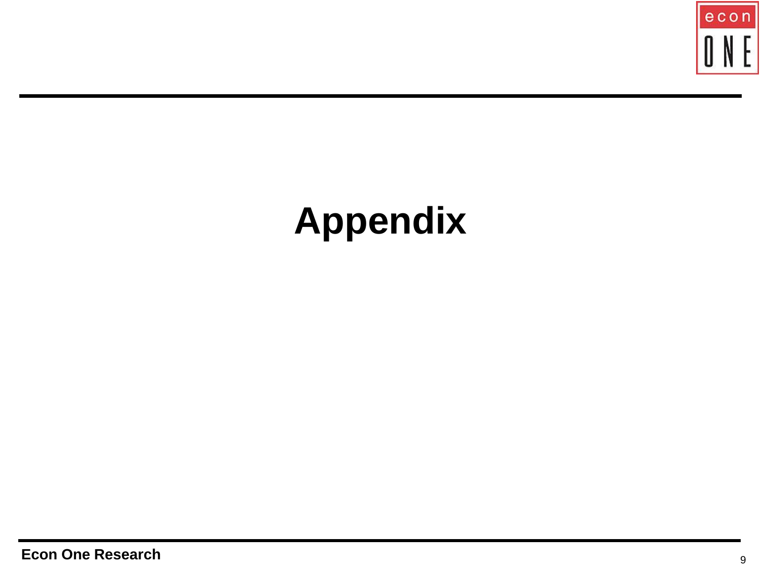# Appendix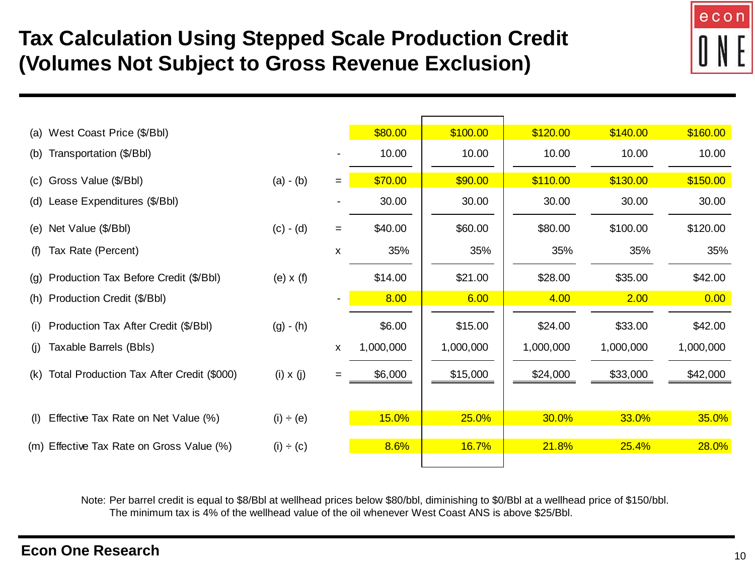# Tax Calculation Using Stepped Scale Production Credit (Volumes Not Subject to Gross Revenue Exclusion)

| | | | | | | | | |
|---|---|---|---|---|---|---|---|---|
| (a) | West Coast Price ($/Bbl) | | | $80.00 | $100.00 | $120.00 | $140.00 | $160.00 |
| (b) | Transportation ($/Bbl) | | - | 10.00 | 10.00 | 10.00 | 10.00 | 10.00 |
| (c) | Gross Value ($/Bbl) | (a) - (b) | = | $70.00 | $90.00 | $110.00 | $130.00 | $150.00 |
| (d) | Lease Expenditures ($/Bbl) | | - | 30.00 | 30.00 | 30.00 | 30.00 | 30.00 |
| (e) | Net Value ($/Bbl) | (c) - (d) | = | $40.00 | $60.00 | $80.00 | $100.00 | $120.00 |
| (f) | Tax Rate (Percent) | | x | 35% | 35% | 35% | 35% | 35% |
| (g) | Production Tax Before Credit ($/Bbl) | (e) x (f) | | $14.00 | $21.00 | $28.00 | $35.00 | $42.00 |
| (h) | Production Credit ($/Bbl) | | - | 8.00 | 6.00 | 4.00 | 2.00 | 0.00 |
| (i) | Production Tax After Credit ($/Bbl) | (g) - (h) | | $6.00 | $15.00 | $24.00 | $33.00 | $42.00 |
| (j) | Taxable Barrels (Bbls) | | x | 1,000,000 | 1,000,000 | 1,000,000 | 1,000,000 | 1,000,000 |
| (k) | Total Production Tax After Credit ($000) | (i) x (j) | = | $6,000 | $15,000 | $24,000 | $33,000 | $42,000 |
| (l) | Effective Tax Rate on Net Value (%) | (i) ÷ (e) | | 15.0% | 25.0% | 30.0% | 33.0% | 35.0% |
| (m) | Effective Tax Rate on Gross Value (%) | (i) ÷ (c) | | 8.6% | 16.7% | 21.8% | 25.4% | 28.0% |

Note: Per barrel credit is equal to $8/Bbl at wellhead prices below $80/bbl, diminishing to $0/Bbl at a wellhead price of $150/bbl. The minimum tax is 4% of the wellhead value of the oil whenever West Coast ANS is above $25/Bbl.

**Econ One Research**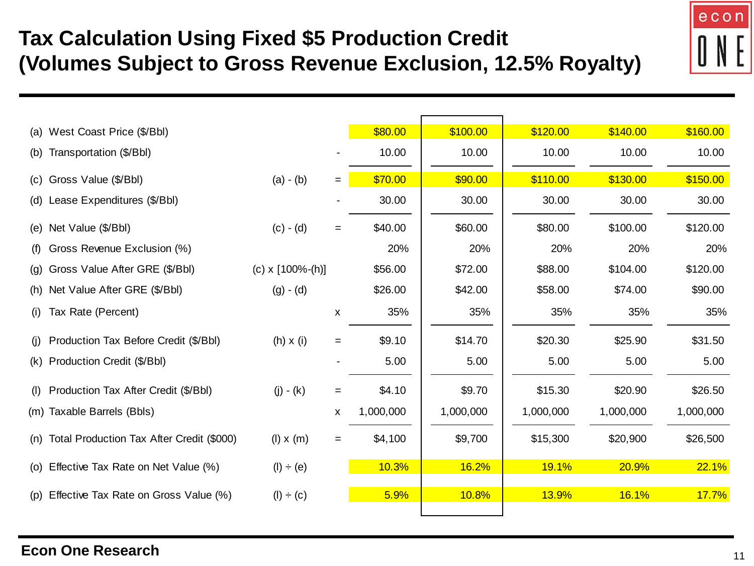# Tax Calculation Using Fixed $5 Production Credit (Volumes Subject to Gross Revenue Exclusion, 12.5% Royalty)

| | Item | Formula | Op | | | | | |
|---|---|---|---|---|---|---|---|---|
| (a) | West Coast Price ($/Bbl) | | | $80.00 | $100.00 | $120.00 | $140.00 | $160.00 |
| (b) | Transportation ($/Bbl) | | - | 10.00 | 10.00 | 10.00 | 10.00 | 10.00 |
| (c) | Gross Value ($/Bbl) | (a) - (b) | = | $70.00 | $90.00 | $110.00 | $130.00 | $150.00 |
| (d) | Lease Expenditures ($/Bbl) | | - | 30.00 | 30.00 | 30.00 | 30.00 | 30.00 |
| (e) | Net Value ($/Bbl) | (c) - (d) | = | $40.00 | $60.00 | $80.00 | $100.00 | $120.00 |
| (f) | Gross Revenue Exclusion (%) | | | 20% | 20% | 20% | 20% | 20% |
| (g) | Gross Value After GRE ($/Bbl) | (c) x [100%-(h)] | | $56.00 | $72.00 | $88.00 | $104.00 | $120.00 |
| (h) | Net Value After GRE ($/Bbl) | (g) - (d) | | $26.00 | $42.00 | $58.00 | $74.00 | $90.00 |
| (i) | Tax Rate (Percent) | | x | 35% | 35% | 35% | 35% | 35% |
| (j) | Production Tax Before Credit ($/Bbl) | (h) x (i) | = | $9.10 | $14.70 | $20.30 | $25.90 | $31.50 |
| (k) | Production Credit ($/Bbl) | | - | 5.00 | 5.00 | 5.00 | 5.00 | 5.00 |
| (l) | Production Tax After Credit ($/Bbl) | (j) - (k) | = | $4.10 | $9.70 | $15.30 | $20.90 | $26.50 |
| (m) | Taxable Barrels (Bbls) | | x | 1,000,000 | 1,000,000 | 1,000,000 | 1,000,000 | 1,000,000 |
| (n) | Total Production Tax After Credit ($000) | (l) x (m) | = | $4,100 | $9,700 | $15,300 | $20,900 | $26,500 |
| (o) | Effective Tax Rate on Net Value (%) | (l) ÷ (e) | | 10.3% | 16.2% | 19.1% | 20.9% | 22.1% |
| (p) | Effective Tax Rate on Gross Value (%) | (l) ÷ (c) | | 5.9% | 10.8% | 13.9% | 16.1% | 17.7% |

Econ One Research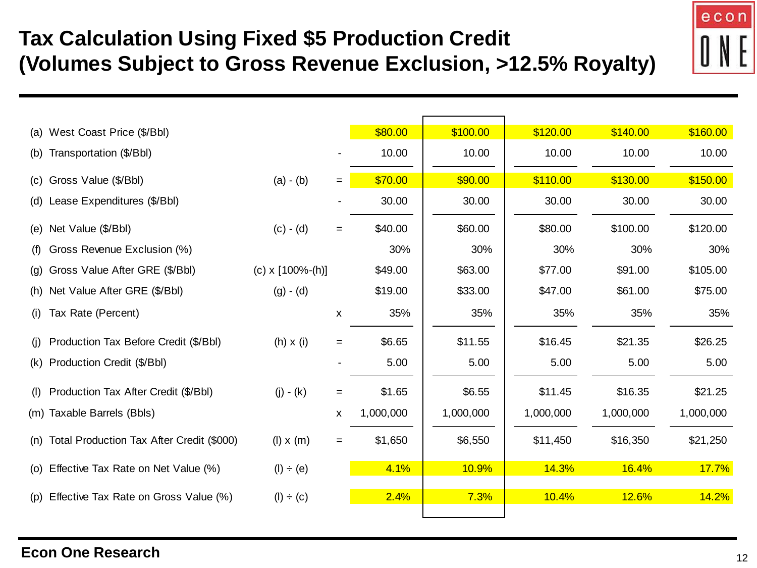# Tax Calculation Using Fixed $5 Production Credit (Volumes Subject to Gross Revenue Exclusion, >12.5% Royalty)

| | | | | | | | |
|---|---|---|---|---|---|---|---|
| (a) West Coast Price ($/Bbl) | | | $80.00 | $100.00 | $120.00 | $140.00 | $160.00 |
| (b) Transportation ($/Bbl) | | - | 10.00 | 10.00 | 10.00 | 10.00 | 10.00 |
| (c) Gross Value ($/Bbl) | (a) - (b) | = | $70.00 | $90.00 | $110.00 | $130.00 | $150.00 |
| (d) Lease Expenditures ($/Bbl) | | - | 30.00 | 30.00 | 30.00 | 30.00 | 30.00 |
| (e) Net Value ($/Bbl) | (c) - (d) | = | $40.00 | $60.00 | $80.00 | $100.00 | $120.00 |
| (f) Gross Revenue Exclusion (%) | | | 30% | 30% | 30% | 30% | 30% |
| (g) Gross Value After GRE ($/Bbl) | (c) x [100%-(h)] | | $49.00 | $63.00 | $77.00 | $91.00 | $105.00 |
| (h) Net Value After GRE ($/Bbl) | (g) - (d) | | $19.00 | $33.00 | $47.00 | $61.00 | $75.00 |
| (i) Tax Rate (Percent) | | x | 35% | 35% | 35% | 35% | 35% |
| (j) Production Tax Before Credit ($/Bbl) | (h) x (i) | = | $6.65 | $11.55 | $16.45 | $21.35 | $26.25 |
| (k) Production Credit ($/Bbl) | | - | 5.00 | 5.00 | 5.00 | 5.00 | 5.00 |
| (l) Production Tax After Credit ($/Bbl) | (j) - (k) | = | $1.65 | $6.55 | $11.45 | $16.35 | $21.25 |
| (m) Taxable Barrels (Bbls) | | x | 1,000,000 | 1,000,000 | 1,000,000 | 1,000,000 | 1,000,000 |
| (n) Total Production Tax After Credit ($000) | (l) x (m) | = | $1,650 | $6,550 | $11,450 | $16,350 | $21,250 |
| (o) Effective Tax Rate on Net Value (%) | (l) ÷ (e) | | 4.1% | 10.9% | 14.3% | 16.4% | 17.7% |
| (p) Effective Tax Rate on Gross Value (%) | (l) ÷ (c) | | 2.4% | 7.3% | 10.4% | 12.6% | 14.2% |

**Econ One Research**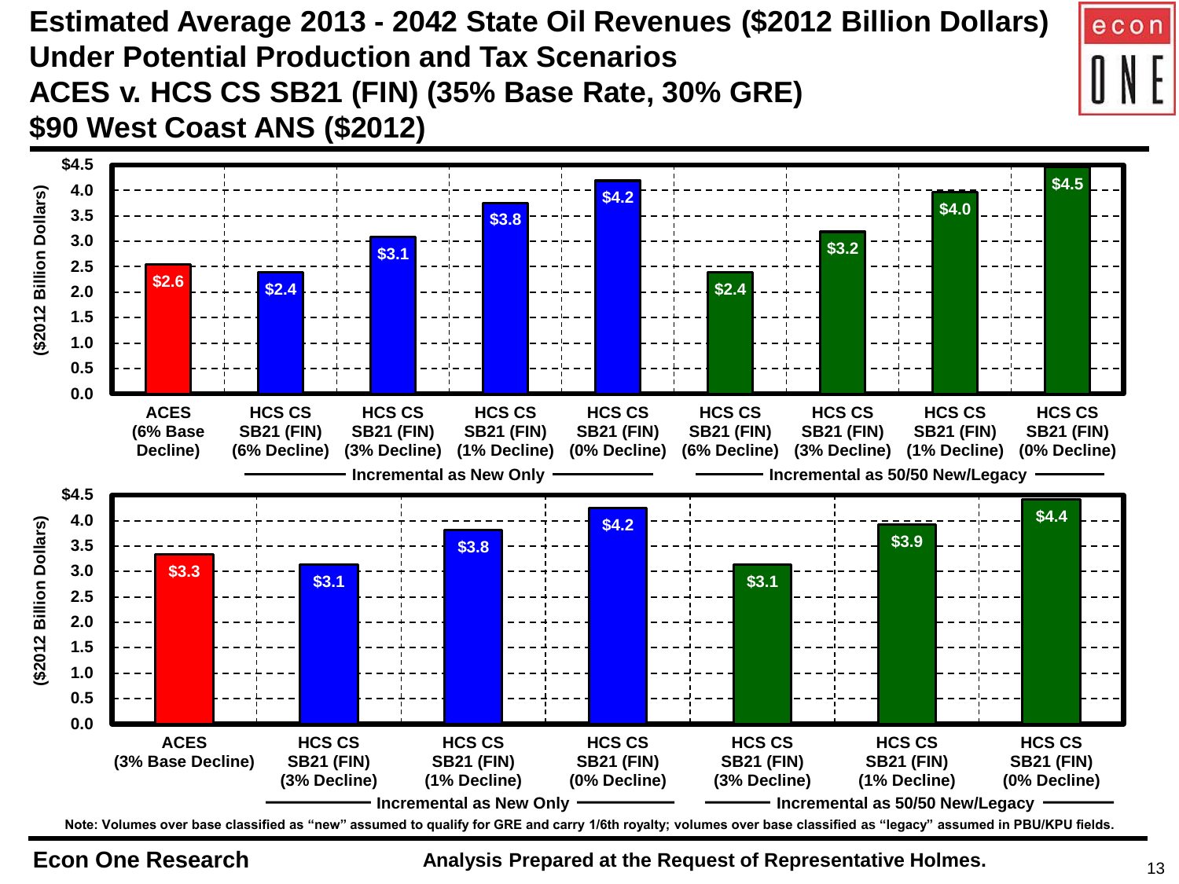# Estimated Average 2013 - 2042 State Oil Revenues ($2012 Billion Dollars) Under Potential Production and Tax Scenarios

## ACES v. HCS CS SB21 (FIN) (35% Base Rate, 30% GRE)

## $90 West Coast ANS ($2012)

| Scenario | Classification | Revenue ($2012 Billion Dollars) |
| --- | --- | --- |
| ACES (6% Base Decline) | | $2.6 |
| HCS CS SB21 (FIN) (6% Decline) | Incremental as New Only | $2.4 |
| HCS CS SB21 (FIN) (3% Decline) | Incremental as New Only | $3.1 |
| HCS CS SB21 (FIN) (1% Decline) | Incremental as New Only | $3.8 |
| HCS CS SB21 (FIN) (0% Decline) | Incremental as New Only | $4.2 |
| HCS CS SB21 (FIN) (6% Decline) | Incremental as 50/50 New/Legacy | $2.4 |
| HCS CS SB21 (FIN) (3% Decline) | Incremental as 50/50 New/Legacy | $3.2 |
| HCS CS SB21 (FIN) (1% Decline) | Incremental as 50/50 New/Legacy | $4.0 |
| HCS CS SB21 (FIN) (0% Decline) | Incremental as 50/50 New/Legacy | $4.5 |

| Scenario | Classification | Revenue ($2012 Billion Dollars) |
| --- | --- | --- |
| ACES (3% Base Decline) | | $3.3 |
| HCS CS SB21 (FIN) (3% Decline) | Incremental as New Only | $3.1 |
| HCS CS SB21 (FIN) (1% Decline) | Incremental as New Only | $3.8 |
| HCS CS SB21 (FIN) (0% Decline) | Incremental as New Only | $4.2 |
| HCS CS SB21 (FIN) (3% Decline) | Incremental as 50/50 New/Legacy | $3.1 |
| HCS CS SB21 (FIN) (1% Decline) | Incremental as 50/50 New/Legacy | $3.9 |
| HCS CS SB21 (FIN) (0% Decline) | Incremental as 50/50 New/Legacy | $4.4 |

Note: Volumes over base classified as "new" assumed to qualify for GRE and carry 1/6th royalty; volumes over base classified as "legacy" assumed in PBU/KPU fields.

Econon One Research

Analysis Prepared at the Request of Representative Holmes.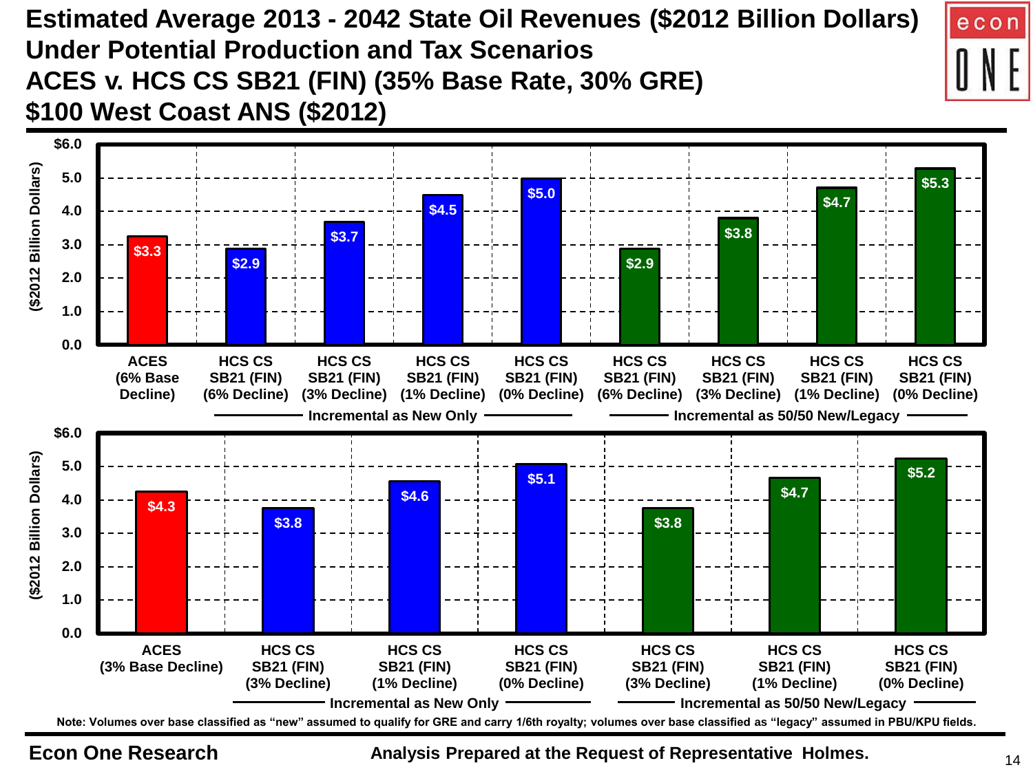# Estimated Average 2013 - 2042 State Oil Revenues ($2012 Billion Dollars) Under Potential Production and Tax Scenarios

## ACES v. HCS CS SB21 (FIN) (35% Base Rate, 30% GRE)

## $100 West Coast ANS ($2012)

| Scenario | Classification | ($2012 Billion Dollars) |
|---|---|---|
| ACES (6% Base Decline) | | $3.3 |
| HCS CS SB21 (FIN) (6% Decline) | Incremental as New Only | $2.9 |
| HCS CS SB21 (FIN) (3% Decline) | Incremental as New Only | $3.7 |
| HCS CS SB21 (FIN) (1% Decline) | Incremental as New Only | $4.5 |
| HCS CS SB21 (FIN) (0% Decline) | Incremental as New Only | $5.0 |
| HCS CS SB21 (FIN) (6% Decline) | Incremental as 50/50 New/Legacy | $2.9 |
| HCS CS SB21 (FIN) (3% Decline) | Incremental as 50/50 New/Legacy | $3.8 |
| HCS CS SB21 (FIN) (1% Decline) | Incremental as 50/50 New/Legacy | $4.7 |
| HCS CS SB21 (FIN) (0% Decline) | Incremental as 50/50 New/Legacy | $5.3 |

| Scenario | Classification | ($2012 Billion Dollars) |
|---|---|---|
| ACES (3% Base Decline) | | $4.3 |
| HCS CS SB21 (FIN) (3% Decline) | Incremental as New Only | $3.8 |
| HCS CS SB21 (FIN) (1% Decline) | Incremental as New Only | $4.6 |
| HCS CS SB21 (FIN) (0% Decline) | Incremental as New Only | $5.1 |
| HCS CS SB21 (FIN) (3% Decline) | Incremental as 50/50 New/Legacy | $3.8 |
| HCS CS SB21 (FIN) (1% Decline) | Incremental as 50/50 New/Legacy | $4.7 |
| HCS CS SB21 (FIN) (0% Decline) | Incremental as 50/50 New/Legacy | $5.2 |

Note: Volumes over base classified as "new" assumed to qualify for GRE and carry 1/6th royalty; volumes over base classified as "legacy" assumed in PBU/KPU fields.

Econon One Research

Analysis Prepared at the Request of Representative Holmes.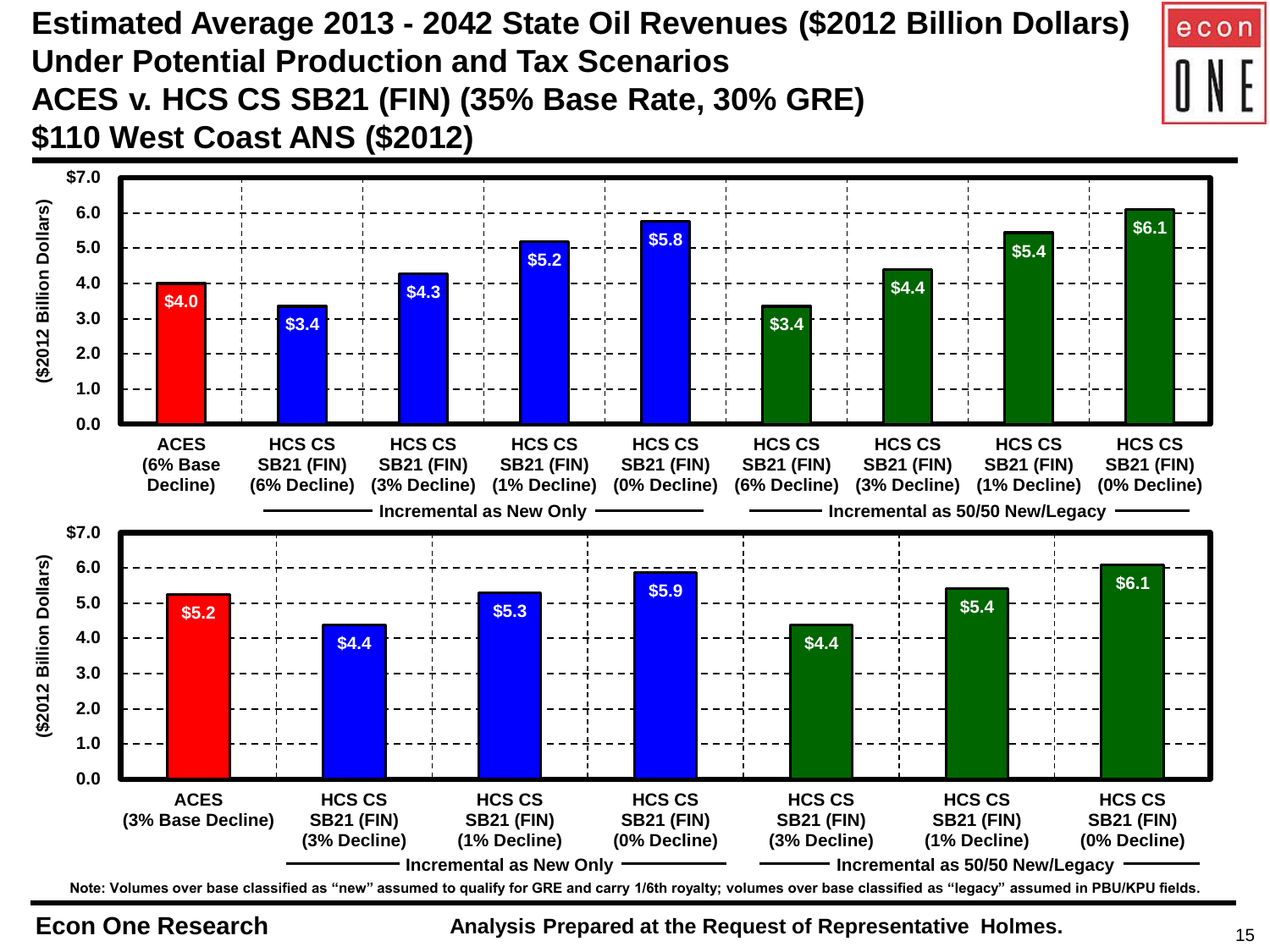# Estimated Average 2013 - 2042 State Oil Revenues ($2012 Billion Dollars) Under Potential Production and Tax Scenarios
# ACES v. HCS CS SB21 (FIN) (35% Base Rate, 30% GRE)
# $110 West Coast ANS ($2012)

| Scenario | Incremental Treatment | $2012 Billion Dollars |
| --- | --- | --- |
| ACES (6% Base Decline) | | $4.0 |
| HCS CS SB21 (FIN) (6% Decline) | Incremental as New Only | $3.4 |
| HCS CS SB21 (FIN) (3% Decline) | Incremental as New Only | $4.3 |
| HCS CS SB21 (FIN) (1% Decline) | Incremental as New Only | $5.2 |
| HCS CS SB21 (FIN) (0% Decline) | Incremental as New Only | $5.8 |
| HCS CS SB21 (FIN) (6% Decline) | Incremental as 50/50 New/Legacy | $3.4 |
| HCS CS SB21 (FIN) (3% Decline) | Incremental as 50/50 New/Legacy | $4.4 |
| HCS CS SB21 (FIN) (1% Decline) | Incremental as 50/50 New/Legacy | $5.4 |
| HCS CS SB21 (FIN) (0% Decline) | Incremental as 50/50 New/Legacy | $6.1 |

| Scenario | Incremental Treatment | $2012 Billion Dollars |
| --- | --- | --- |
| ACES (3% Base Decline) | | $5.2 |
| HCS CS SB21 (FIN) (3% Decline) | Incremental as New Only | $4.4 |
| HCS CS SB21 (FIN) (1% Decline) | Incremental as New Only | $5.3 |
| HCS CS SB21 (FIN) (0% Decline) | Incremental as New Only | $5.9 |
| HCS CS SB21 (FIN) (3% Decline) | Incremental as 50/50 New/Legacy | $4.4 |
| HCS CS SB21 (FIN) (1% Decline) | Incremental as 50/50 New/Legacy | $5.4 |
| HCS CS SB21 (FIN) (0% Decline) | Incremental as 50/50 New/Legacy | $6.1 |

Note: Volumes over base classified as "new" assumed to qualify for GRE and carry 1/6th royalty; volumes over base classified as "legacy" assumed in PBU/KPU fields.

Econon One Research

Analysis Prepared at the Request of Representative Holmes.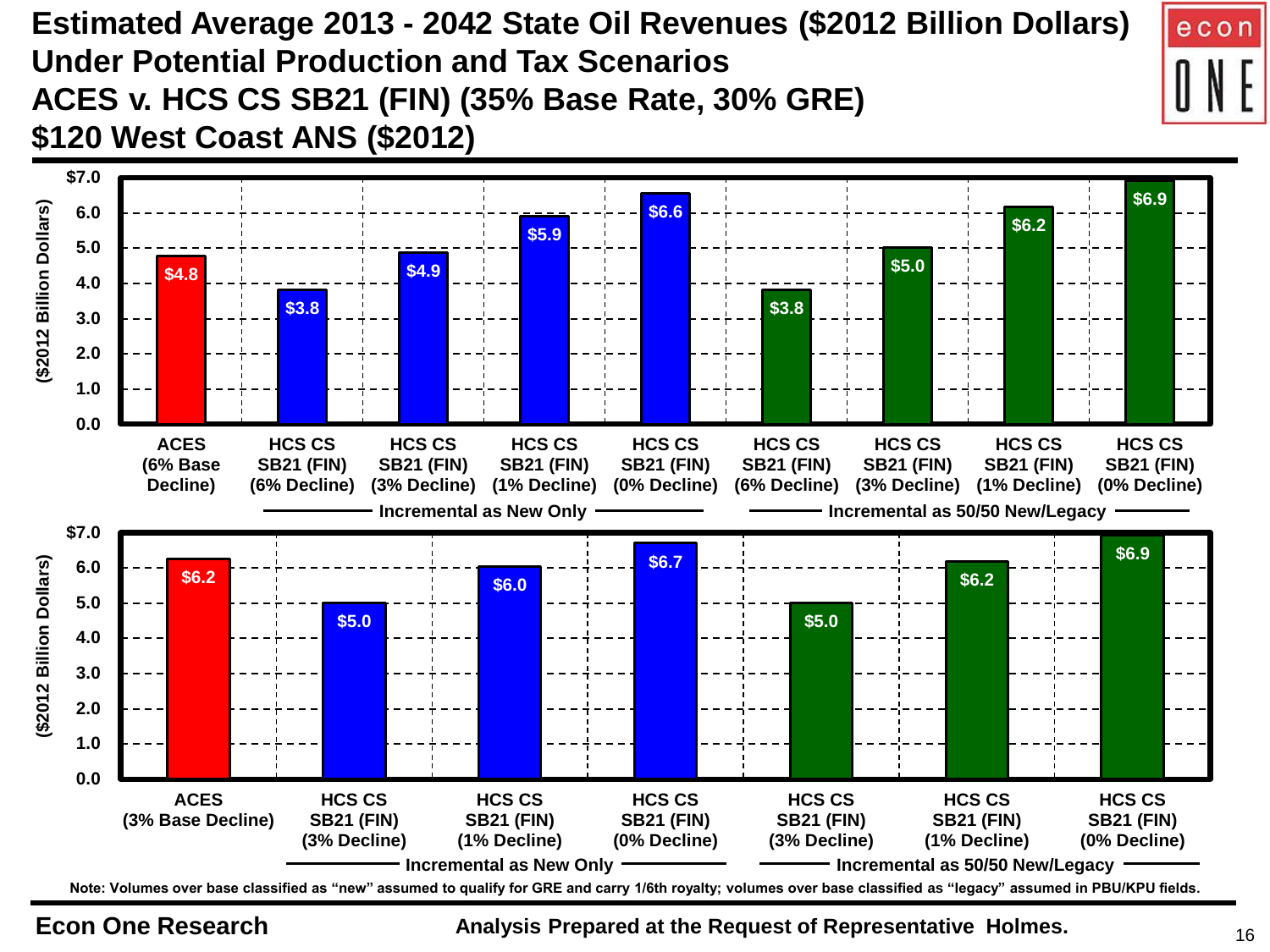# Estimated Average 2013 - 2042 State Oil Revenues ($2012 Billion Dollars) Under Potential Production and Tax Scenarios

## ACES v. HCS CS SB21 (FIN) (35% Base Rate, 30% GRE)

## $120 West Coast ANS ($2012)

($2012 Billion Dollars)

| Scenario | Classification | Revenue |
|---|---|---|
| ACES (6% Base Decline) | | $4.8 |
| HCS CS SB21 (FIN) (6% Decline) | Incremental as New Only | $3.8 |
| HCS CS SB21 (FIN) (3% Decline) | Incremental as New Only | $4.9 |
| HCS CS SB21 (FIN) (1% Decline) | Incremental as New Only | $5.9 |
| HCS CS SB21 (FIN) (0% Decline) | Incremental as New Only | $6.6 |
| HCS CS SB21 (FIN) (6% Decline) | Incremental as 50/50 New/Legacy | $3.8 |
| HCS CS SB21 (FIN) (3% Decline) | Incremental as 50/50 New/Legacy | $5.0 |
| HCS CS SB21 (FIN) (1% Decline) | Incremental as 50/50 New/Legacy | $6.2 |
| HCS CS SB21 (FIN) (0% Decline) | Incremental as 50/50 New/Legacy | $6.9 |

| Scenario | Classification | Revenue |
|---|---|---|
| ACES (3% Base Decline) | | $6.2 |
| HCS CS SB21 (FIN) (3% Decline) | Incremental as New Only | $5.0 |
| HCS CS SB21 (FIN) (1% Decline) | Incremental as New Only | $6.0 |
| HCS CS SB21 (FIN) (0% Decline) | Incremental as New Only | $6.7 |
| HCS CS SB21 (FIN) (3% Decline) | Incremental as 50/50 New/Legacy | $5.0 |
| HCS CS SB21 (FIN) (1% Decline) | Incremental as 50/50 New/Legacy | $6.2 |
| HCS CS SB21 (FIN) (0% Decline) | Incremental as 50/50 New/Legacy | $6.9 |

Note: Volumes over base classified as "new" assumed to qualify for GRE and carry 1/6th royalty; volumes over base classified as "legacy" assumed in PBU/KPU fields.

Econon One Research

Analysis Prepared at the Request of Representative Holmes.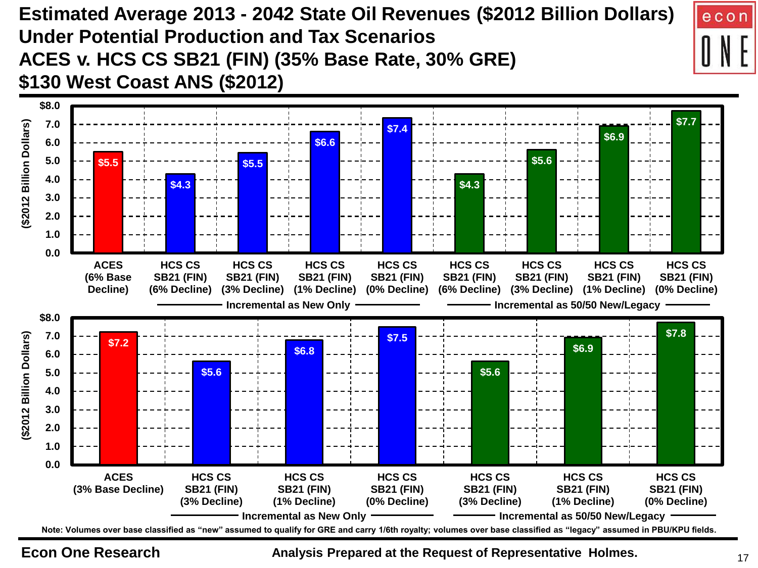# Estimated Average 2013 - 2042 State Oil Revenues ($2012 Billion Dollars) Under Potential Production and Tax Scenarios

## ACES v. HCS CS SB21 (FIN) (35% Base Rate, 30% GRE)

## $130 West Coast ANS ($2012)

| Scenario | Classification | ($2012 Billion Dollars) |
|---|---|---|
| ACES (6% Base Decline) | | $5.5 |
| HCS CS SB21 (FIN) (6% Decline) | Incremental as New Only | $4.3 |
| HCS CS SB21 (FIN) (3% Decline) | Incremental as New Only | $5.5 |
| HCS CS SB21 (FIN) (1% Decline) | Incremental as New Only | $6.6 |
| HCS CS SB21 (FIN) (0% Decline) | Incremental as New Only | $7.4 |
| HCS CS SB21 (FIN) (6% Decline) | Incremental as 50/50 New/Legacy | $4.3 |
| HCS CS SB21 (FIN) (3% Decline) | Incremental as 50/50 New/Legacy | $5.6 |
| HCS CS SB21 (FIN) (1% Decline) | Incremental as 50/50 New/Legacy | $6.9 |
| HCS CS SB21 (FIN) (0% Decline) | Incremental as 50/50 New/Legacy | $7.7 |

| Scenario | Classification | ($2012 Billion Dollars) |
|---|---|---|
| ACES (3% Base Decline) | | $7.2 |
| HCS CS SB21 (FIN) (3% Decline) | Incremental as New Only | $5.6 |
| HCS CS SB21 (FIN) (1% Decline) | Incremental as New Only | $6.8 |
| HCS CS SB21 (FIN) (0% Decline) | Incremental as New Only | $7.5 |
| HCS CS SB21 (FIN) (3% Decline) | Incremental as 50/50 New/Legacy | $5.6 |
| HCS CS SB21 (FIN) (1% Decline) | Incremental as 50/50 New/Legacy | $6.9 |
| HCS CS SB21 (FIN) (0% Decline) | Incremental as 50/50 New/Legacy | $7.8 |

Note: Volumes over base classified as "new" assumed to qualify for GRE and carry 1/6th royalty; volumes over base classified as "legacy" assumed in PBU/KPU fields.

Econon One Research

Analysis Prepared at the Request of Representative Holmes.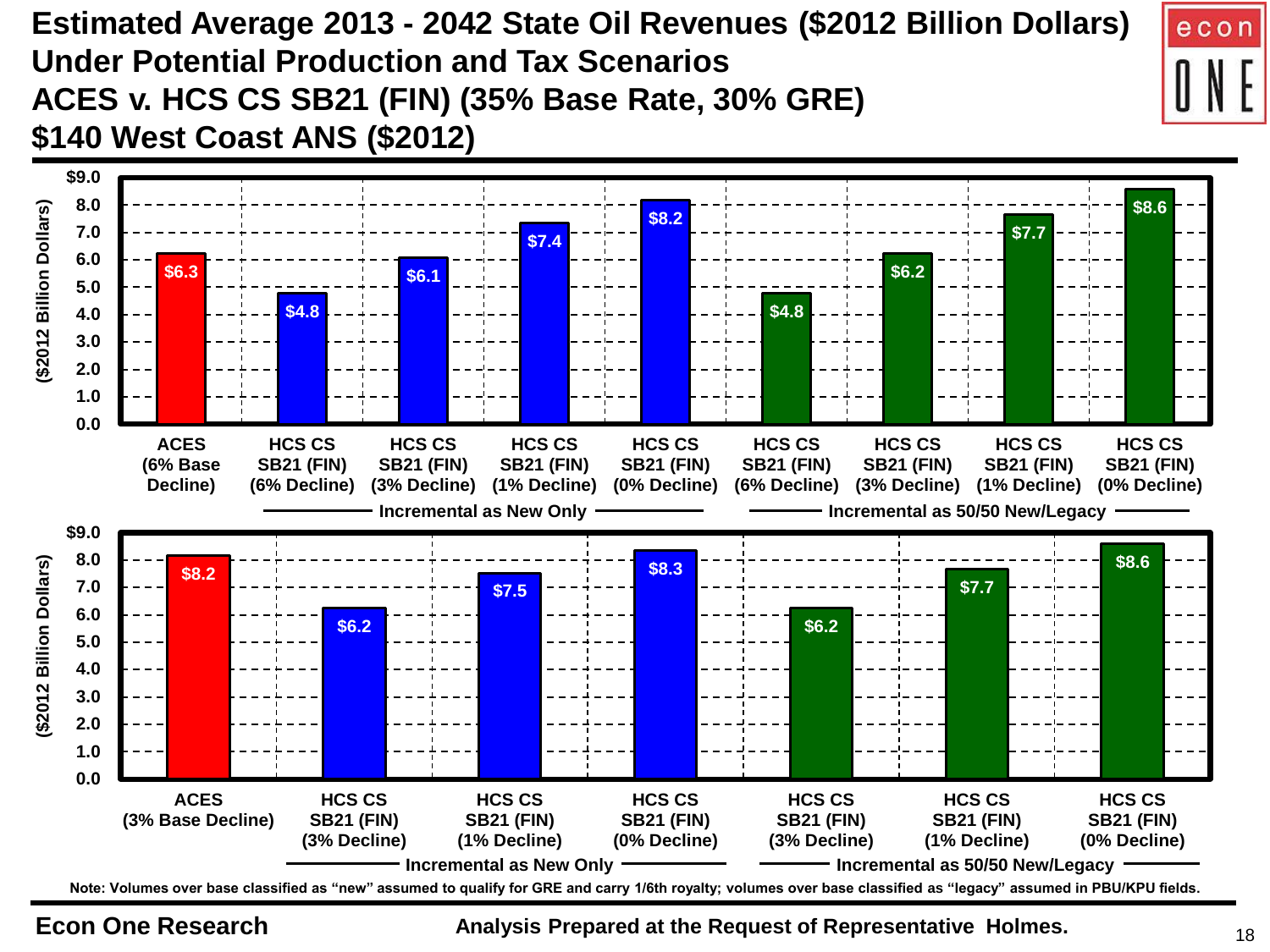# Estimated Average 2013 - 2042 State Oil Revenues ($2012 Billion Dollars) Under Potential Production and Tax Scenarios
# ACES v. HCS CS SB21 (FIN) (35% Base Rate, 30% GRE)
# $140 West Coast ANS ($2012)

| Scenario | Group | ($2012 Billion Dollars) |
|---|---|---|
| ACES (6% Base Decline) | | $6.3 |
| HCS CS SB21 (FIN) (6% Decline) | Incremental as New Only | $4.8 |
| HCS CS SB21 (FIN) (3% Decline) | Incremental as New Only | $6.1 |
| HCS CS SB21 (FIN) (1% Decline) | Incremental as New Only | $7.4 |
| HCS CS SB21 (FIN) (0% Decline) | Incremental as New Only | $8.2 |
| HCS CS SB21 (FIN) (6% Decline) | Incremental as 50/50 New/Legacy | $4.8 |
| HCS CS SB21 (FIN) (3% Decline) | Incremental as 50/50 New/Legacy | $6.2 |
| HCS CS SB21 (FIN) (1% Decline) | Incremental as 50/50 New/Legacy | $7.7 |
| HCS CS SB21 (FIN) (0% Decline) | Incremental as 50/50 New/Legacy | $8.6 |

| Scenario | Group | ($2012 Billion Dollars) |
|---|---|---|
| ACES (3% Base Decline) | | $8.2 |
| HCS CS SB21 (FIN) (3% Decline) | Incremental as New Only | $6.2 |
| HCS CS SB21 (FIN) (1% Decline) | Incremental as New Only | $7.5 |
| HCS CS SB21 (FIN) (0% Decline) | Incremental as New Only | $8.3 |
| HCS CS SB21 (FIN) (3% Decline) | Incremental as 50/50 New/Legacy | $6.2 |
| HCS CS SB21 (FIN) (1% Decline) | Incremental as 50/50 New/Legacy | $7.7 |
| HCS CS SB21 (FIN) (0% Decline) | Incremental as 50/50 New/Legacy | $8.6 |

Note: Volumes over base classified as "new" assumed to qualify for GRE and carry 1/6th royalty; volumes over base classified as "legacy" assumed in PBU/KPU fields.

Econon One Research — Analysis Prepared at the Request of Representative Holmes.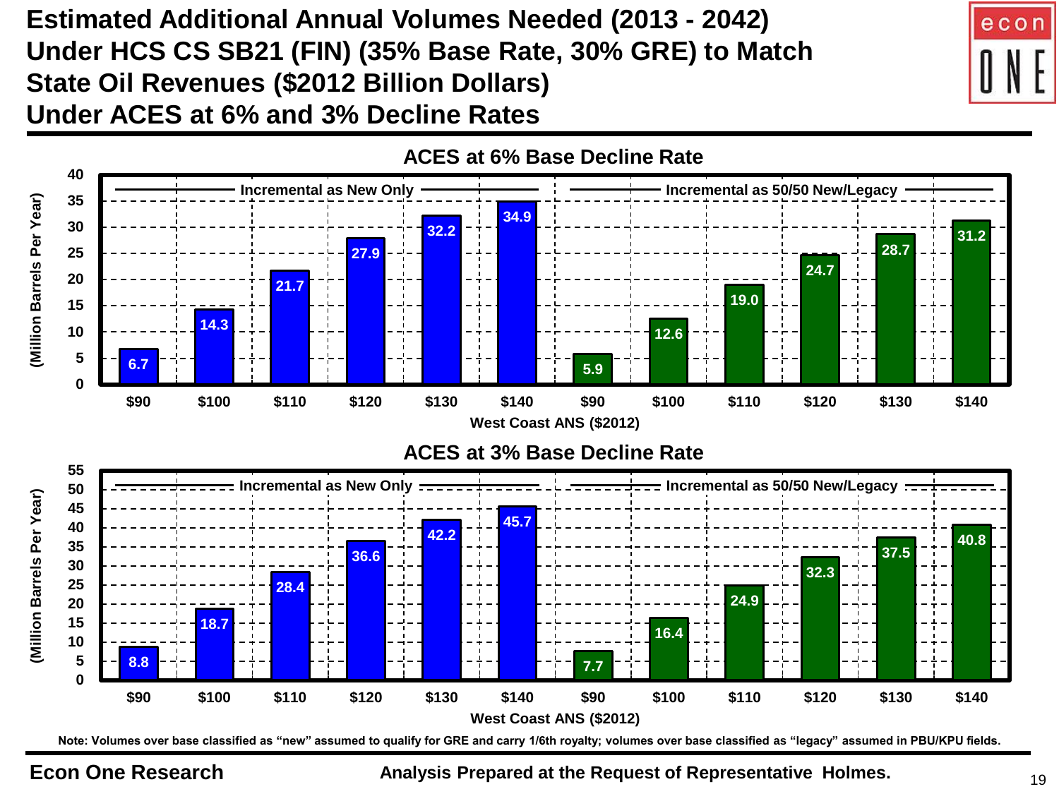# Estimated Additional Annual Volumes Needed (2013 - 2042) Under HCS CS SB21 (FIN) (35% Base Rate, 30% GRE) to Match State Oil Revenues ($2012 Billion Dollars) Under ACES at 6% and 3% Decline Rates

econ ONE

## ACES at 6% Base Decline Rate

(Million Barrels Per Year)

0, 5, 10, 15, 20, 25, 30, 35, 40

Incremental as New Only

$90: 6.7
$100: 14.3
$110: 21.7
$120: 27.9
$130: 32.2
$140: 34.9

Incremental as 50/50 New/Legacy

$90: 5.9
$100: 12.6
$110: 19.0
$120: 24.7
$130: 28.7
$140: 31.2

West Coast ANS ($2012)

## ACES at 3% Base Decline Rate

(Million Barrels Per Year)

0, 5, 10, 15, 20, 25, 30, 35, 40, 45, 50, 55

Incremental as New Only

$90: 8.8
$100: 18.7
$110: 28.4
$120: 36.6
$130: 42.2
$140: 45.7

Incremental as 50/50 New/Legacy

$90: 7.7
$100: 16.4
$110: 24.9
$120: 32.3
$130: 37.5
$140: 40.8

West Coast ANS ($2012)

Note: Volumes over base classified as “new” assumed to qualify for GRE and carry 1/6th royalty; volumes over base classified as “legacy” assumed in PBU/KPU fields.

Econ One Research

Analysis Prepared at the Request of Representative Holmes.